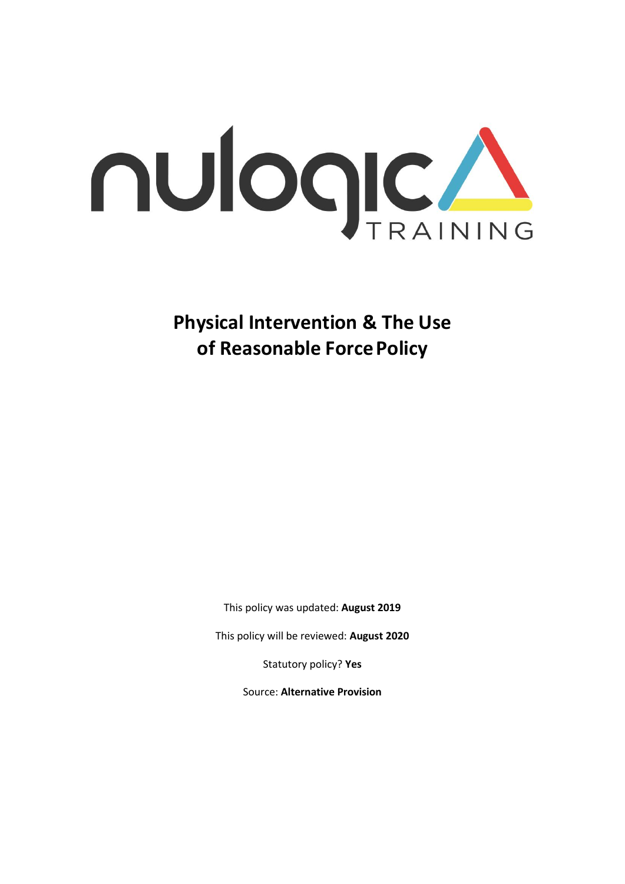nulogic TRAINING

# Physical Intervention & The Use of Reasonable Force Policy

This policy was updated: **August 2019**

This policy will be reviewed: **August 2020**

Statutory policy? **Yes**

Source: **Alternative Provision**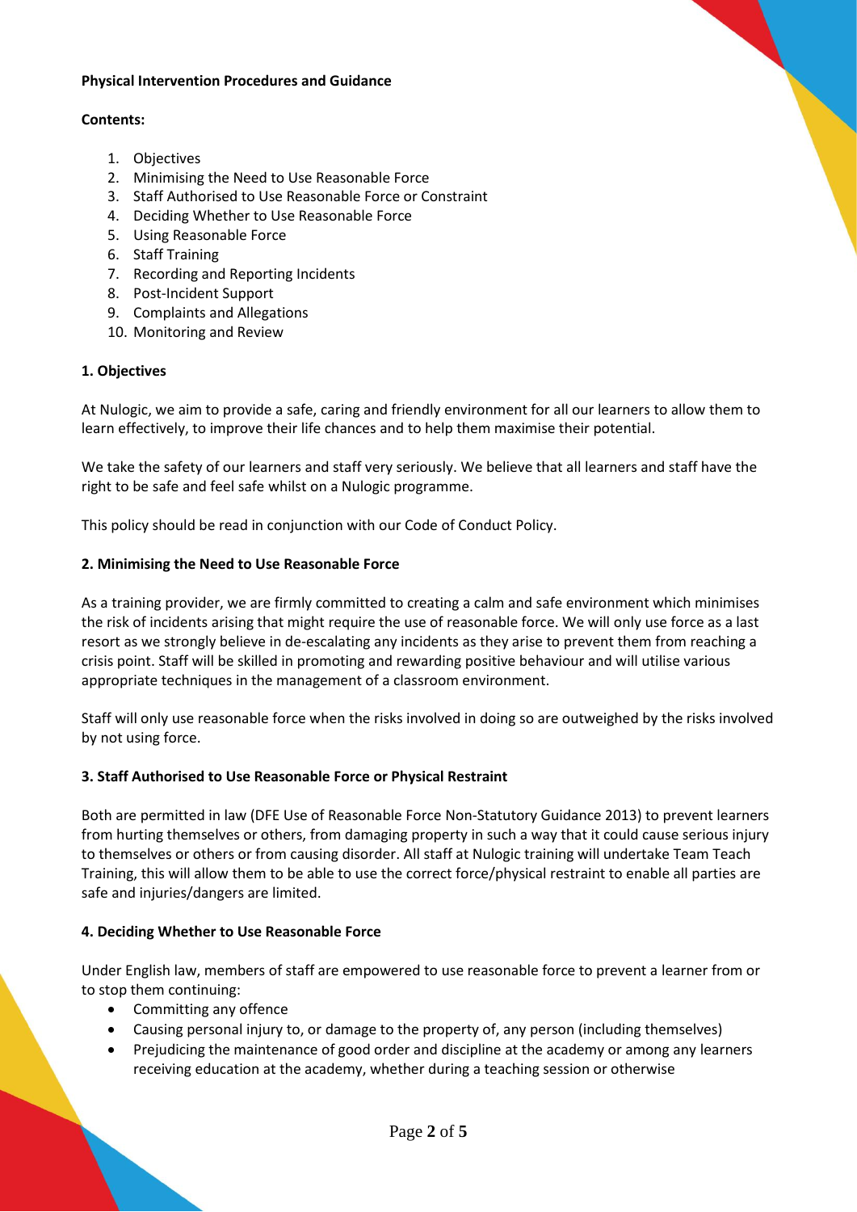**Physical Intervention Procedures and Guidance**

**Contents:**

1. Objectives
2. Minimising the Need to Use Reasonable Force
3. Staff Authorised to Use Reasonable Force or Constraint
4. Deciding Whether to Use Reasonable Force
5. Using Reasonable Force
6. Staff Training
7. Recording and Reporting Incidents
8. Post-Incident Support
9. Complaints and Allegations
10. Monitoring and Review

**1. Objectives**

At Nulogic, we aim to provide a safe, caring and friendly environment for all our learners to allow them to learn effectively, to improve their life chances and to help them maximise their potential.

We take the safety of our learners and staff very seriously. We believe that all learners and staff have the right to be safe and feel safe whilst on a Nulogic programme.

This policy should be read in conjunction with our Code of Conduct Policy.

**2. Minimising the Need to Use Reasonable Force**

As a training provider, we are firmly committed to creating a calm and safe environment which minimises the risk of incidents arising that might require the use of reasonable force. We will only use force as a last resort as we strongly believe in de-escalating any incidents as they arise to prevent them from reaching a crisis point. Staff will be skilled in promoting and rewarding positive behaviour and will utilise various appropriate techniques in the management of a classroom environment.

Staff will only use reasonable force when the risks involved in doing so are outweighed by the risks involved by not using force.

**3. Staff Authorised to Use Reasonable Force or Physical Restraint**

Both are permitted in law (DFE Use of Reasonable Force Non-Statutory Guidance 2013) to prevent learners from hurting themselves or others, from damaging property in such a way that it could cause serious injury to themselves or others or from causing disorder. All staff at Nulogic training will undertake Team Teach Training, this will allow them to be able to use the correct force/physical restraint to enable all parties are safe and injuries/dangers are limited.

**4. Deciding Whether to Use Reasonable Force**

Under English law, members of staff are empowered to use reasonable force to prevent a learner from or to stop them continuing:

- Committing any offence
- Causing personal injury to, or damage to the property of, any person (including themselves)
- Prejudicing the maintenance of good order and discipline at the academy or among any learners receiving education at the academy, whether during a teaching session or otherwise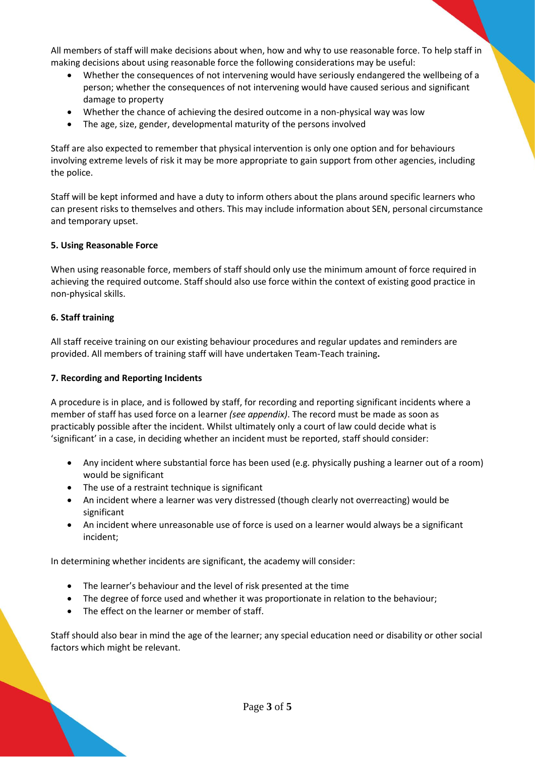All members of staff will make decisions about when, how and why to use reasonable force. To help staff in making decisions about using reasonable force the following considerations may be useful:

- Whether the consequences of not intervening would have seriously endangered the wellbeing of a person; whether the consequences of not intervening would have caused serious and significant damage to property
- Whether the chance of achieving the desired outcome in a non-physical way was low
- The age, size, gender, developmental maturity of the persons involved

Staff are also expected to remember that physical intervention is only one option and for behaviours involving extreme levels of risk it may be more appropriate to gain support from other agencies, including the police.

Staff will be kept informed and have a duty to inform others about the plans around specific learners who can present risks to themselves and others. This may include information about SEN, personal circumstance and temporary upset.

**5. Using Reasonable Force**

When using reasonable force, members of staff should only use the minimum amount of force required in achieving the required outcome. Staff should also use force within the context of existing good practice in non-physical skills.

**6. Staff training**

All staff receive training on our existing behaviour procedures and regular updates and reminders are provided. All members of training staff will have undertaken Team-Teach training**.**

**7. Recording and Reporting Incidents**

A procedure is in place, and is followed by staff, for recording and reporting significant incidents where a member of staff has used force on a learner *(see appendix)*. The record must be made as soon as practicably possible after the incident. Whilst ultimately only a court of law could decide what is 'significant' in a case, in deciding whether an incident must be reported, staff should consider:

- Any incident where substantial force has been used (e.g. physically pushing a learner out of a room) would be significant
- The use of a restraint technique is significant
- An incident where a learner was very distressed (though clearly not overreacting) would be significant
- An incident where unreasonable use of force is used on a learner would always be a significant incident;

In determining whether incidents are significant, the academy will consider:

- The learner's behaviour and the level of risk presented at the time
- The degree of force used and whether it was proportionate in relation to the behaviour;
- The effect on the learner or member of staff.

Staff should also bear in mind the age of the learner; any special education need or disability or other social factors which might be relevant.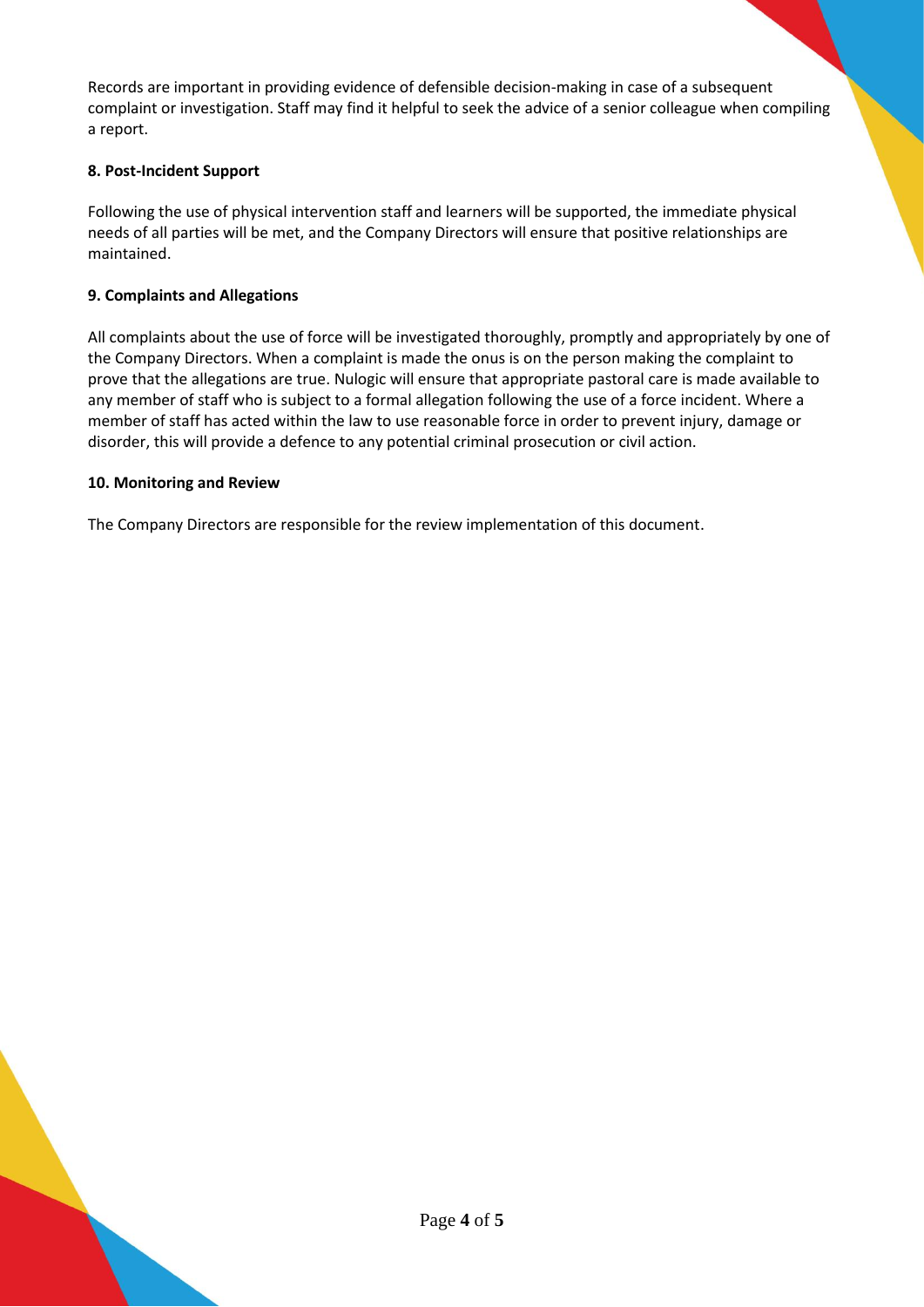Records are important in providing evidence of defensible decision-making in case of a subsequent complaint or investigation. Staff may find it helpful to seek the advice of a senior colleague when compiling a report.

**8. Post-Incident Support**

Following the use of physical intervention staff and learners will be supported, the immediate physical needs of all parties will be met, and the Company Directors will ensure that positive relationships are maintained.

**9. Complaints and Allegations**

All complaints about the use of force will be investigated thoroughly, promptly and appropriately by one of the Company Directors. When a complaint is made the onus is on the person making the complaint to prove that the allegations are true. Nulogic will ensure that appropriate pastoral care is made available to any member of staff who is subject to a formal allegation following the use of a force incident. Where a member of staff has acted within the law to use reasonable force in order to prevent injury, damage or disorder, this will provide a defence to any potential criminal prosecution or civil action.

**10. Monitoring and Review**

The Company Directors are responsible for the review implementation of this document.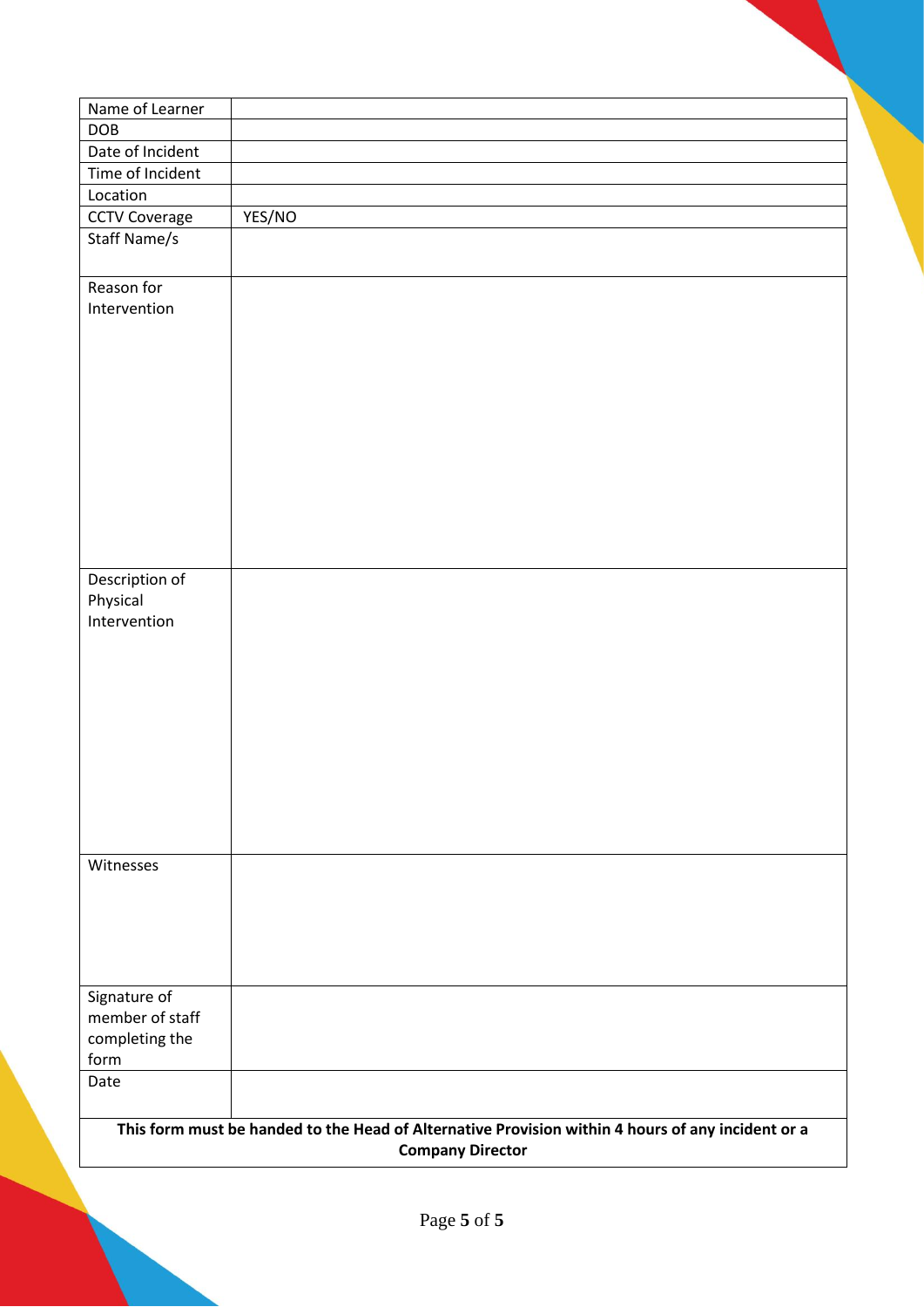| | |
|---|---|
| Name of Learner | |
| DOB | |
| Date of Incident | |
| Time of Incident | |
| Location | |
| CCTV Coverage | YES/NO |
| Staff Name/s | |
| Reason for Intervention | |
| Description of Physical Intervention | |
| Witnesses | |
| Signature of member of staff completing the form | |
| Date | |

**This form must be handed to the Head of Alternative Provision within 4 hours of any incident or a Company Director**